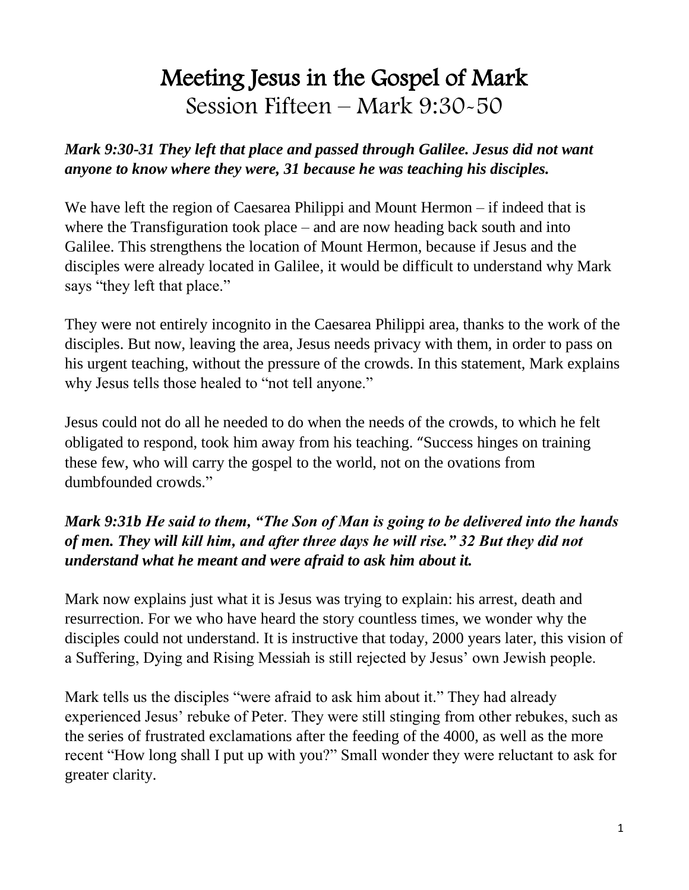# Meeting Jesus in the Gospel of Mark

## Session Fifteen – Mark 9:30-50

***Mark 9:30-31 They left that place and passed through Galilee. Jesus did not want anyone to know where they were, 31 because he was teaching his disciples.***

We have left the region of Caesarea Philippi and Mount Hermon – if indeed that is where the Transfiguration took place – and are now heading back south and into Galilee. This strengthens the location of Mount Hermon, because if Jesus and the disciples were already located in Galilee, it would be difficult to understand why Mark says "they left that place."

They were not entirely incognito in the Caesarea Philippi area, thanks to the work of the disciples. But now, leaving the area, Jesus needs privacy with them, in order to pass on his urgent teaching, without the pressure of the crowds. In this statement, Mark explains why Jesus tells those healed to "not tell anyone."

Jesus could not do all he needed to do when the needs of the crowds, to which he felt obligated to respond, took him away from his teaching. "Success hinges on training these few, who will carry the gospel to the world, not on the ovations from dumbfounded crowds."

***Mark 9:31b He said to them, "The Son of Man is going to be delivered into the hands of men. They will kill him, and after three days he will rise." 32 But they did not understand what he meant and were afraid to ask him about it.***

Mark now explains just what it is Jesus was trying to explain: his arrest, death and resurrection. For we who have heard the story countless times, we wonder why the disciples could not understand. It is instructive that today, 2000 years later, this vision of a Suffering, Dying and Rising Messiah is still rejected by Jesus' own Jewish people.

Mark tells us the disciples "were afraid to ask him about it." They had already experienced Jesus' rebuke of Peter. They were still stinging from other rebukes, such as the series of frustrated exclamations after the feeding of the 4000, as well as the more recent "How long shall I put up with you?" Small wonder they were reluctant to ask for greater clarity.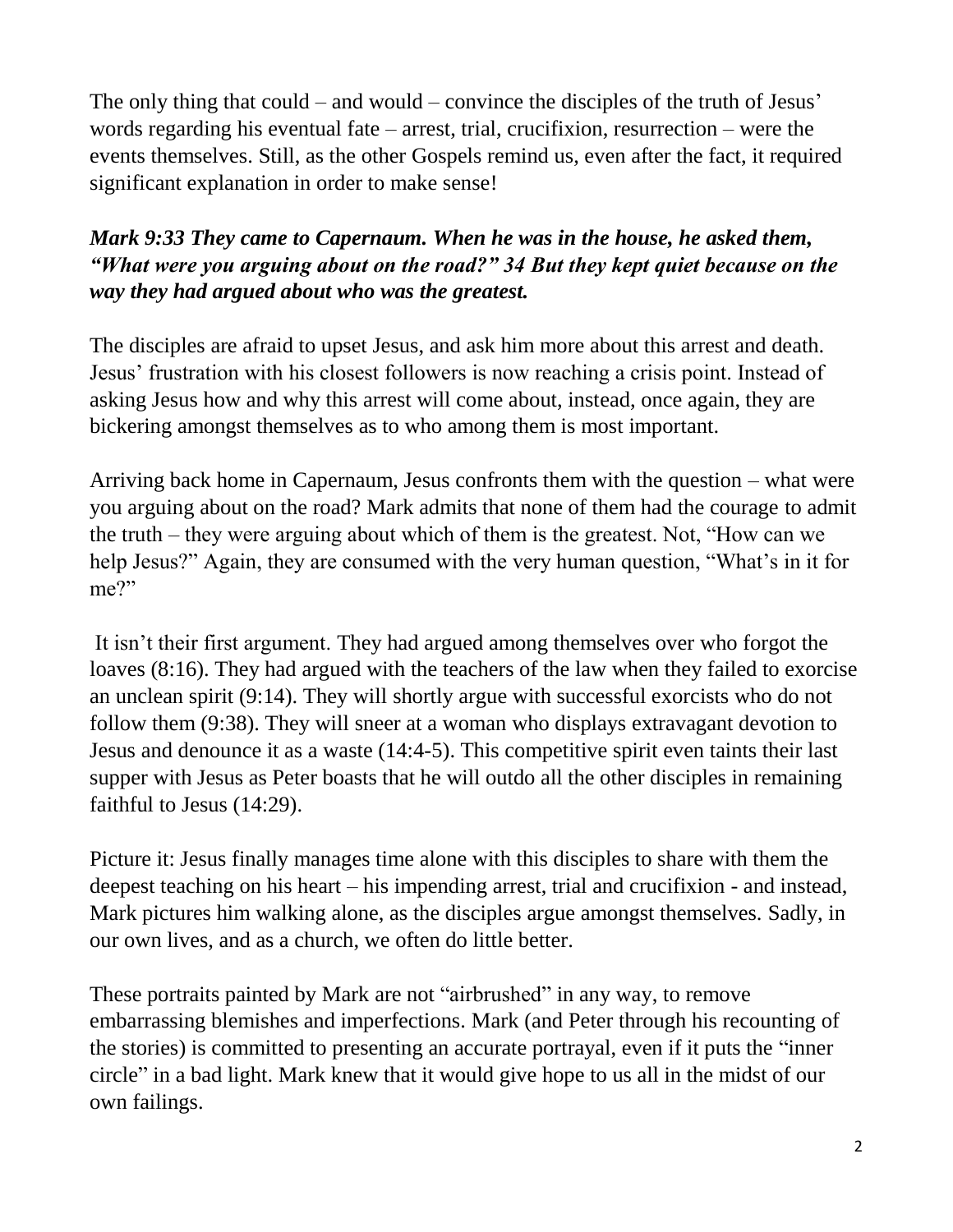The only thing that could – and would – convince the disciples of the truth of Jesus' words regarding his eventual fate – arrest, trial, crucifixion, resurrection – were the events themselves. Still, as the other Gospels remind us, even after the fact, it required significant explanation in order to make sense!

***Mark 9:33 They came to Capernaum. When he was in the house, he asked them, "What were you arguing about on the road?" 34 But they kept quiet because on the way they had argued about who was the greatest.***

The disciples are afraid to upset Jesus, and ask him more about this arrest and death. Jesus' frustration with his closest followers is now reaching a crisis point. Instead of asking Jesus how and why this arrest will come about, instead, once again, they are bickering amongst themselves as to who among them is most important.

Arriving back home in Capernaum, Jesus confronts them with the question – what were you arguing about on the road? Mark admits that none of them had the courage to admit the truth – they were arguing about which of them is the greatest. Not, "How can we help Jesus?" Again, they are consumed with the very human question, "What's in it for me?"

It isn't their first argument. They had argued among themselves over who forgot the loaves (8:16). They had argued with the teachers of the law when they failed to exorcise an unclean spirit (9:14). They will shortly argue with successful exorcists who do not follow them (9:38). They will sneer at a woman who displays extravagant devotion to Jesus and denounce it as a waste (14:4-5). This competitive spirit even taints their last supper with Jesus as Peter boasts that he will outdo all the other disciples in remaining faithful to Jesus (14:29).

Picture it: Jesus finally manages time alone with this disciples to share with them the deepest teaching on his heart – his impending arrest, trial and crucifixion - and instead, Mark pictures him walking alone, as the disciples argue amongst themselves. Sadly, in our own lives, and as a church, we often do little better.

These portraits painted by Mark are not "airbrushed" in any way, to remove embarrassing blemishes and imperfections. Mark (and Peter through his recounting of the stories) is committed to presenting an accurate portrayal, even if it puts the "inner circle" in a bad light. Mark knew that it would give hope to us all in the midst of our own failings.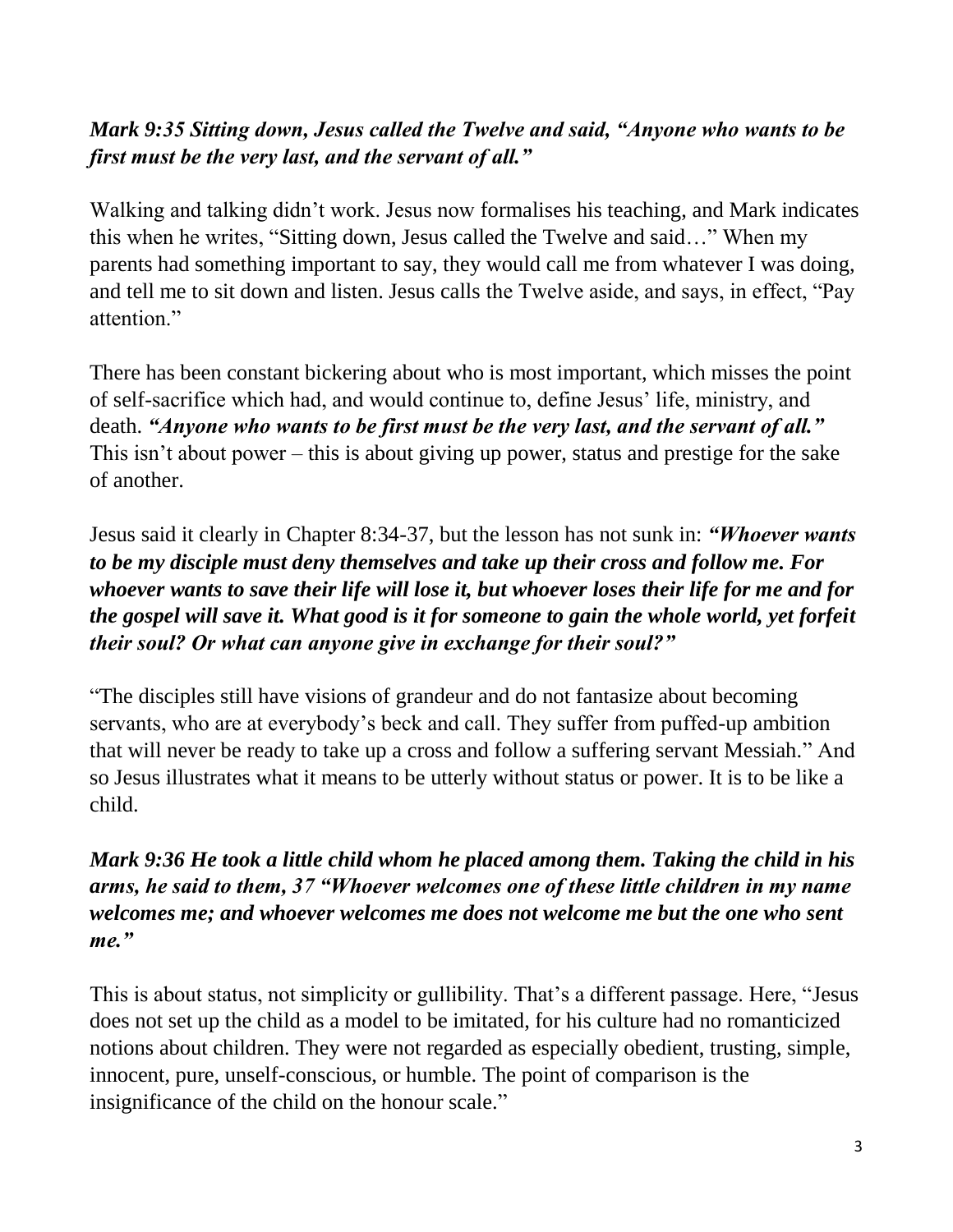***Mark 9:35 Sitting down, Jesus called the Twelve and said, "Anyone who wants to be first must be the very last, and the servant of all."***

Walking and talking didn't work. Jesus now formalises his teaching, and Mark indicates this when he writes, "Sitting down, Jesus called the Twelve and said…" When my parents had something important to say, they would call me from whatever I was doing, and tell me to sit down and listen. Jesus calls the Twelve aside, and says, in effect, "Pay attention."

There has been constant bickering about who is most important, which misses the point of self-sacrifice which had, and would continue to, define Jesus' life, ministry, and death. ***"Anyone who wants to be first must be the very last, and the servant of all."*** This isn't about power – this is about giving up power, status and prestige for the sake of another.

Jesus said it clearly in Chapter 8:34-37, but the lesson has not sunk in: ***"Whoever wants to be my disciple must deny themselves and take up their cross and follow me. For whoever wants to save their life will lose it, but whoever loses their life for me and for the gospel will save it. What good is it for someone to gain the whole world, yet forfeit their soul? Or what can anyone give in exchange for their soul?"***

"The disciples still have visions of grandeur and do not fantasize about becoming servants, who are at everybody's beck and call. They suffer from puffed-up ambition that will never be ready to take up a cross and follow a suffering servant Messiah." And so Jesus illustrates what it means to be utterly without status or power. It is to be like a child.

***Mark 9:36 He took a little child whom he placed among them. Taking the child in his arms, he said to them, 37 "Whoever welcomes one of these little children in my name welcomes me; and whoever welcomes me does not welcome me but the one who sent me."***

This is about status, not simplicity or gullibility. That's a different passage. Here, "Jesus does not set up the child as a model to be imitated, for his culture had no romanticized notions about children. They were not regarded as especially obedient, trusting, simple, innocent, pure, unself-conscious, or humble. The point of comparison is the insignificance of the child on the honour scale."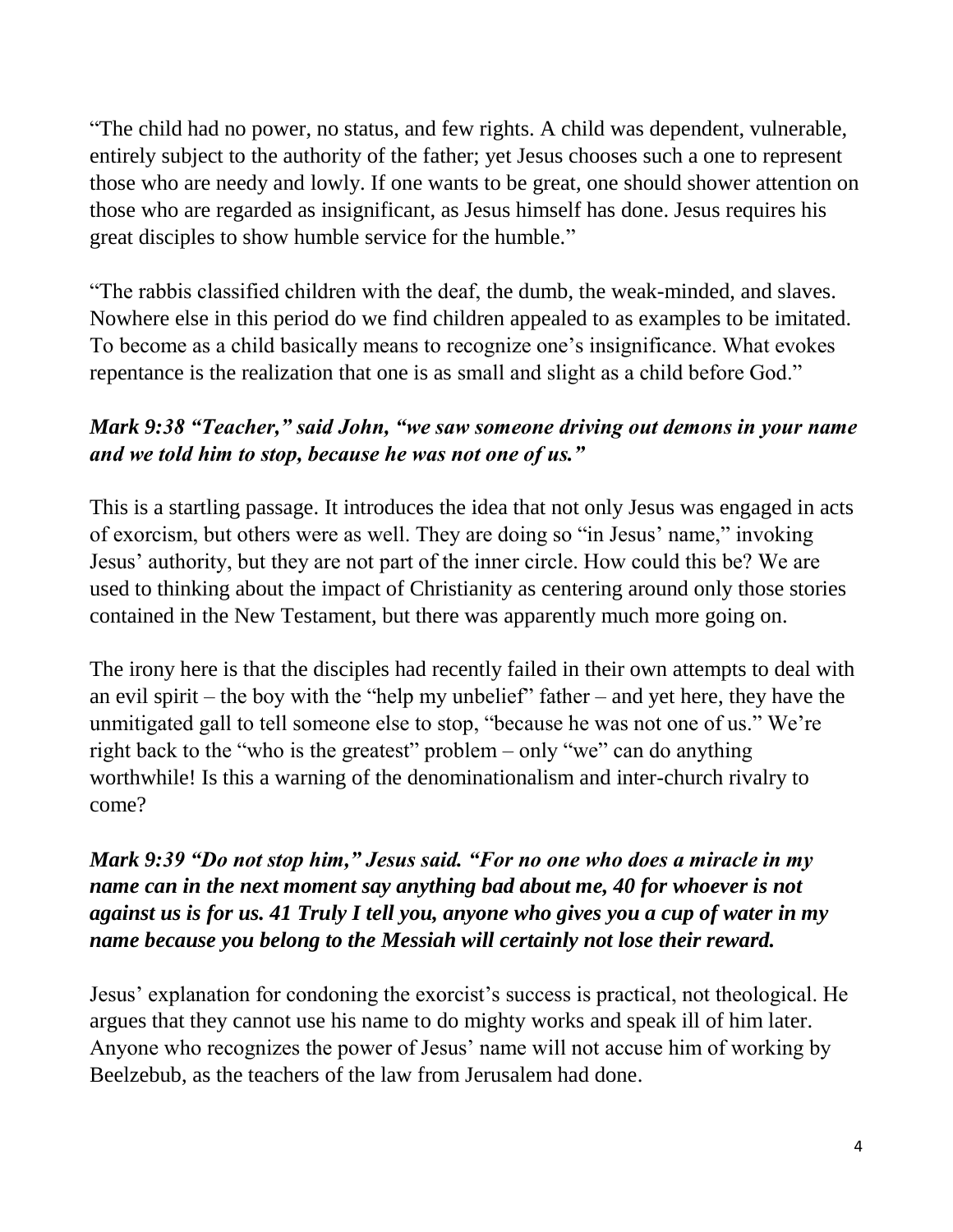"The child had no power, no status, and few rights. A child was dependent, vulnerable, entirely subject to the authority of the father; yet Jesus chooses such a one to represent those who are needy and lowly. If one wants to be great, one should shower attention on those who are regarded as insignificant, as Jesus himself has done. Jesus requires his great disciples to show humble service for the humble."

"The rabbis classified children with the deaf, the dumb, the weak-minded, and slaves. Nowhere else in this period do we find children appealed to as examples to be imitated. To become as a child basically means to recognize one's insignificance. What evokes repentance is the realization that one is as small and slight as a child before God."

***Mark 9:38 "Teacher," said John, "we saw someone driving out demons in your name and we told him to stop, because he was not one of us."***

This is a startling passage. It introduces the idea that not only Jesus was engaged in acts of exorcism, but others were as well. They are doing so "in Jesus' name," invoking Jesus' authority, but they are not part of the inner circle. How could this be? We are used to thinking about the impact of Christianity as centering around only those stories contained in the New Testament, but there was apparently much more going on.

The irony here is that the disciples had recently failed in their own attempts to deal with an evil spirit – the boy with the "help my unbelief" father – and yet here, they have the unmitigated gall to tell someone else to stop, "because he was not one of us." We're right back to the "who is the greatest" problem – only "we" can do anything worthwhile! Is this a warning of the denominationalism and inter-church rivalry to come?

***Mark 9:39 "Do not stop him," Jesus said. "For no one who does a miracle in my name can in the next moment say anything bad about me, 40 for whoever is not against us is for us. 41 Truly I tell you, anyone who gives you a cup of water in my name because you belong to the Messiah will certainly not lose their reward.***

Jesus' explanation for condoning the exorcist's success is practical, not theological. He argues that they cannot use his name to do mighty works and speak ill of him later. Anyone who recognizes the power of Jesus' name will not accuse him of working by Beelzebub, as the teachers of the law from Jerusalem had done.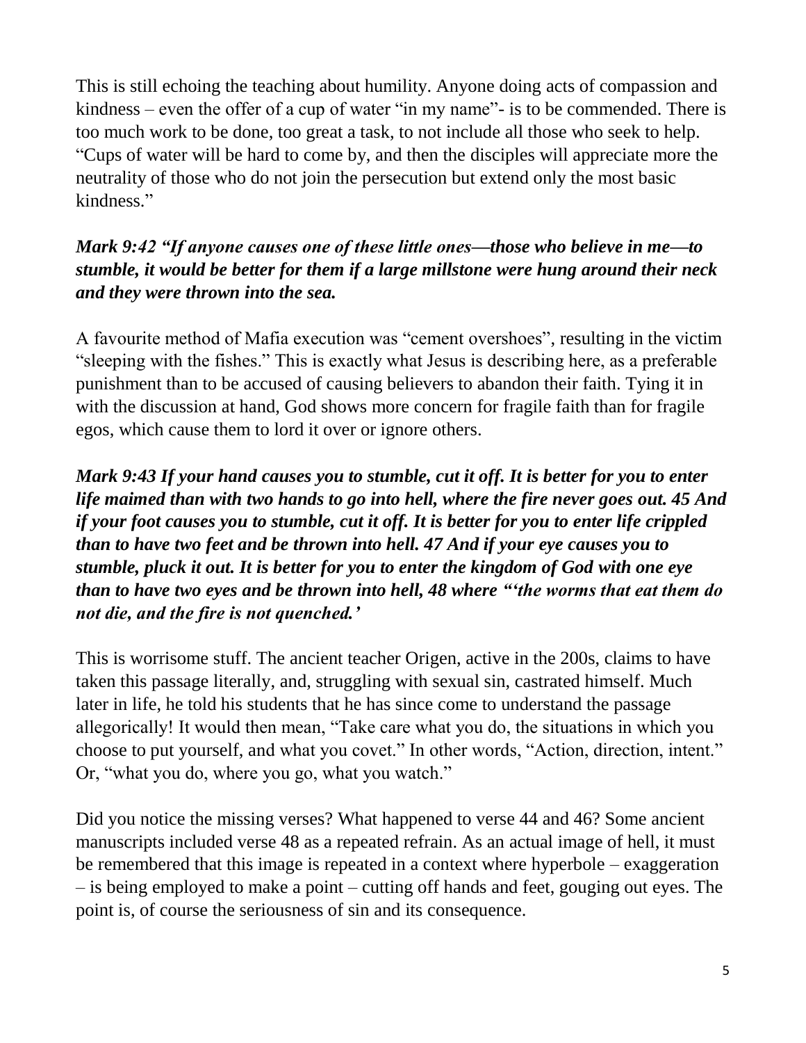This is still echoing the teaching about humility. Anyone doing acts of compassion and kindness – even the offer of a cup of water "in my name"- is to be commended. There is too much work to be done, too great a task, to not include all those who seek to help. "Cups of water will be hard to come by, and then the disciples will appreciate more the neutrality of those who do not join the persecution but extend only the most basic kindness."

***Mark 9:42 "If anyone causes one of these little ones—those who believe in me—to stumble, it would be better for them if a large millstone were hung around their neck and they were thrown into the sea.***

A favourite method of Mafia execution was "cement overshoes", resulting in the victim "sleeping with the fishes." This is exactly what Jesus is describing here, as a preferable punishment than to be accused of causing believers to abandon their faith. Tying it in with the discussion at hand, God shows more concern for fragile faith than for fragile egos, which cause them to lord it over or ignore others.

***Mark 9:43 If your hand causes you to stumble, cut it off. It is better for you to enter life maimed than with two hands to go into hell, where the fire never goes out. 45 And if your foot causes you to stumble, cut it off. It is better for you to enter life crippled than to have two feet and be thrown into hell. 47 And if your eye causes you to stumble, pluck it out. It is better for you to enter the kingdom of God with one eye than to have two eyes and be thrown into hell, 48 where "'the worms that eat them do not die, and the fire is not quenched.'***

This is worrisome stuff. The ancient teacher Origen, active in the 200s, claims to have taken this passage literally, and, struggling with sexual sin, castrated himself. Much later in life, he told his students that he has since come to understand the passage allegorically! It would then mean, "Take care what you do, the situations in which you choose to put yourself, and what you covet." In other words, "Action, direction, intent." Or, "what you do, where you go, what you watch."

Did you notice the missing verses? What happened to verse 44 and 46? Some ancient manuscripts included verse 48 as a repeated refrain. As an actual image of hell, it must be remembered that this image is repeated in a context where hyperbole – exaggeration – is being employed to make a point – cutting off hands and feet, gouging out eyes. The point is, of course the seriousness of sin and its consequence.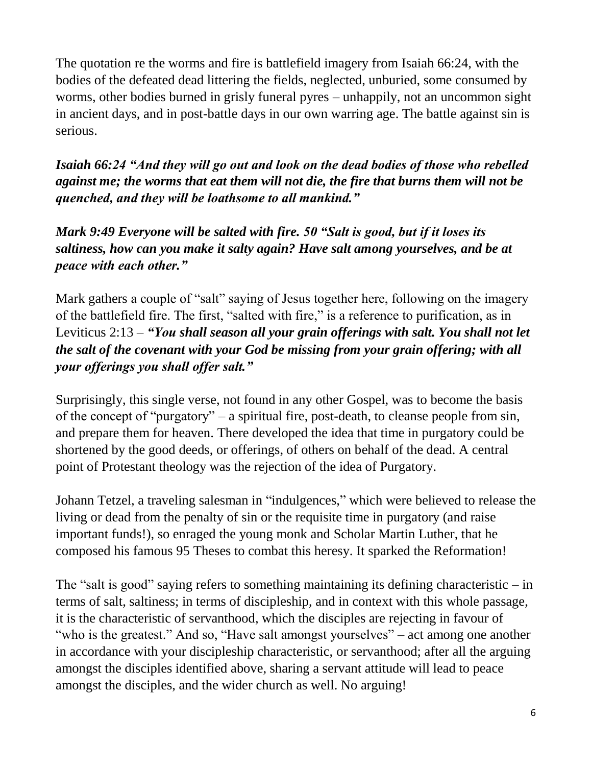The quotation re the worms and fire is battlefield imagery from Isaiah 66:24, with the bodies of the defeated dead littering the fields, neglected, unburied, some consumed by worms, other bodies burned in grisly funeral pyres – unhappily, not an uncommon sight in ancient days, and in post-battle days in our own warring age. The battle against sin is serious.

***Isaiah 66:24 "And they will go out and look on the dead bodies of those who rebelled against me; the worms that eat them will not die, the fire that burns them will not be quenched, and they will be loathsome to all mankind."***

***Mark 9:49 Everyone will be salted with fire. 50 "Salt is good, but if it loses its saltiness, how can you make it salty again? Have salt among yourselves, and be at peace with each other."***

Mark gathers a couple of "salt" saying of Jesus together here, following on the imagery of the battlefield fire. The first, "salted with fire," is a reference to purification, as in Leviticus 2:13 – ***"You shall season all your grain offerings with salt. You shall not let the salt of the covenant with your God be missing from your grain offering; with all your offerings you shall offer salt."***

Surprisingly, this single verse, not found in any other Gospel, was to become the basis of the concept of "purgatory" – a spiritual fire, post-death, to cleanse people from sin, and prepare them for heaven. There developed the idea that time in purgatory could be shortened by the good deeds, or offerings, of others on behalf of the dead. A central point of Protestant theology was the rejection of the idea of Purgatory.

Johann Tetzel, a traveling salesman in "indulgences," which were believed to release the living or dead from the penalty of sin or the requisite time in purgatory (and raise important funds!), so enraged the young monk and Scholar Martin Luther, that he composed his famous 95 Theses to combat this heresy. It sparked the Reformation!

The "salt is good" saying refers to something maintaining its defining characteristic – in terms of salt, saltiness; in terms of discipleship, and in context with this whole passage, it is the characteristic of servanthood, which the disciples are rejecting in favour of "who is the greatest." And so, "Have salt amongst yourselves" – act among one another in accordance with your discipleship characteristic, or servanthood; after all the arguing amongst the disciples identified above, sharing a servant attitude will lead to peace amongst the disciples, and the wider church as well. No arguing!